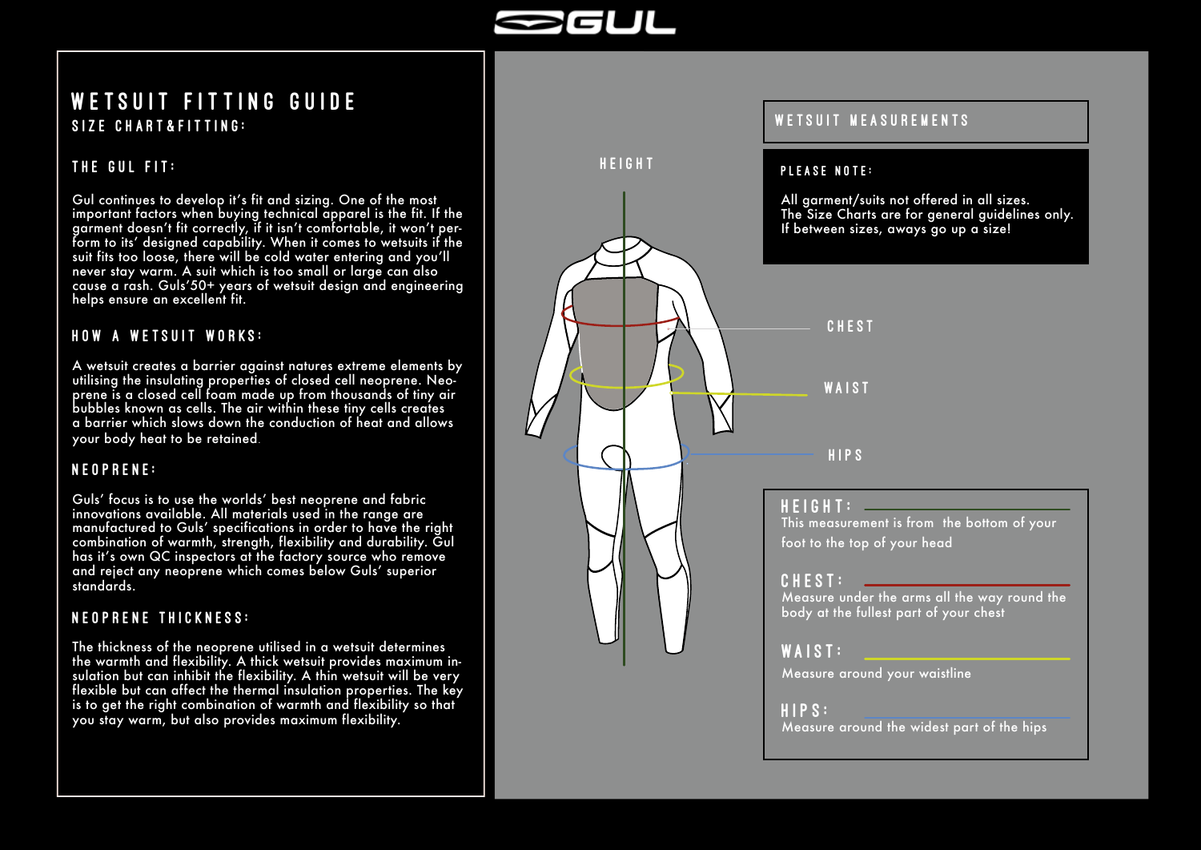# WETSUIT FITTING GUIDE

## SIZE CHART&FITTING:

### THE GUL FIT:

Gul continues to develop it's fit and sizing. One of the most important factors when buying technical apparel is the fit. If the garment doesn't fit correctly, if it isn't comfortable, it won't perform to its' designed capability. When it comes to wetsuits if the suit fits too loose, there will be cold water entering and you'll never stay warm. A suit which is too small or large can also cause a rash. Guls'50+ years of wetsuit design and engineering helps ensure an excellent fit.

### HOW A WETSUIT WORKS:

A wetsuit creates a barrier against natures extreme elements by utilising the insulating properties of closed cell neoprene. Neoprene is a closed cell foam made up from thousands of tiny air bubbles known as cells. The air within these tiny cells creates a barrier which slows down the conduction of heat and allows your body heat to be retained.

### NEOPRENE:

Guls' focus is to use the worlds' best neoprene and fabric innovations available. All materials used in the range are manufactured to Guls' specifications in order to have the right combination of warmth, strength, flexibility and durability. Gul has it's own QC inspectors at the factory source who remove and reject any neoprene which comes below Guls' superior standards.

### NEOPRENE THICKNESS:

The thickness of the neoprene utilised in a wetsuit determines the warmth and flexibility. A thick wetsuit provides maximum insulation but can inhibit the flexibility. A thin wetsuit will be very flexible but can affect the thermal insulation properties. The key is to get the right combination of warmth and flexibility so that you stay warm, but also provides maximum flexibility.

## WETSUIT MEASUREMENTS

HEIGHT

CHEST

WAIST

HIPS

### PLEASE NOTE:

All garment/suits not offered in all sizes.
The Size Charts are for general guidelines only.
If between sizes, aways go up a size!

**HEIGHT:** This measurement is from the bottom of your foot to the top of your head

**CHEST:** Measure under the arms all the way round the body at the fullest part of your chest

**WAIST:** Measure around your waistline

**HIPS:** Measure around the widest part of the hips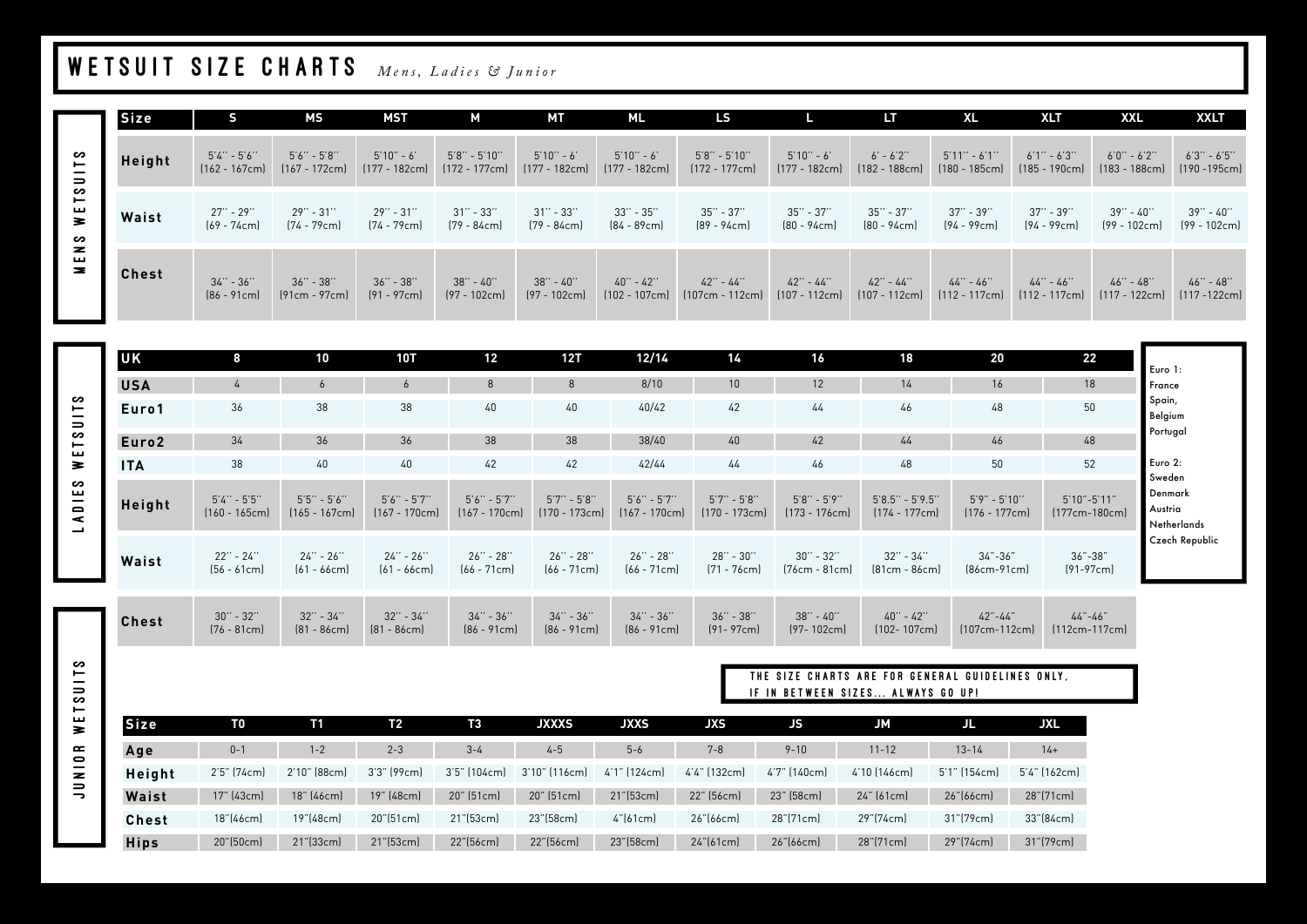# WETSUIT SIZE CHARTS *Mens, Ladies & Junior*

## MENS WETSUITS

| Size | S | MS | MST | M | MT | ML | LS | L | LT | XL | XLT | XXL | XXLT |
|---|---|---|---|---|---|---|---|---|---|---|---|---|---|
| Height | 5'4'' - 5'6'' (162 - 167cm) | 5'6'' - 5'8'' (167 - 172cm) | 5'10'' - 6' (177 - 182cm) | 5'8'' - 5'10'' (172 - 177cm) | 5'10'' - 6' (177 - 182cm) | 5'10'' - 6' (177 - 182cm) | 5'8'' - 5'10'' (172 - 177cm) | 5'10'' - 6' (177 - 182cm) | 6' - 6'2'' (182 - 188cm) | 5'11'' - 6'1'' (180 - 185cm) | 6'1'' - 6'3'' (185 - 190cm) | 6'0'' - 6'2'' (183 - 188cm) | 6'3'' - 6'5'' (190 -195cm) |
| Waist | 27'' - 29'' (69 - 74cm) | 29'' - 31'' (74 - 79cm) | 29'' - 31'' (74 - 79cm) | 31'' - 33'' (79 - 84cm) | 31'' - 33'' (79 - 84cm) | 33'' - 35'' (84 - 89cm) | 35'' - 37'' (89 - 94cm) | 35'' - 37'' (80 - 94cm) | 35'' - 37'' (80 - 94cm) | 37'' - 39'' (94 - 99cm) | 37'' - 39'' (94 - 99cm) | 39'' - 40'' (99 - 102cm) | 39'' - 40'' (99 - 102cm) |
| Chest | 34'' - 36'' (86 - 91cm) | 36'' - 38'' (91cm - 97cm) | 36'' - 38'' (91 - 97cm) | 38'' - 40'' (97 - 102cm) | 38'' - 40'' (97 - 102cm) | 40'' - 42'' (102 - 107cm) | 42'' - 44'' (107cm - 112cm) | 42'' - 44'' (107 - 112cm) | 42'' - 44'' (107 - 112cm) | 44'' - 46'' (112 - 117cm) | 44'' - 46'' (112 - 117cm) | 46'' - 48'' (117 - 122cm) | 46'' - 48'' (117 -122cm) |

## LADIES WETSUITS

| UK | 8 | 10 | 10T | 12 | 12T | 12/14 | 14 | 16 | 18 | 20 | 22 |
|---|---|---|---|---|---|---|---|---|---|---|---|
| USA | 4 | 6 | 6 | 8 | 8 | 8/10 | 10 | 12 | 14 | 16 | 18 |
| Euro1 | 36 | 38 | 38 | 40 | 40 | 40/42 | 42 | 44 | 46 | 48 | 50 |
| Euro2 | 34 | 36 | 36 | 38 | 38 | 38/40 | 40 | 42 | 44 | 46 | 48 |
| ITA | 38 | 40 | 40 | 42 | 42 | 42/44 | 44 | 46 | 48 | 50 | 52 |
| Height | 5'4'' - 5'5'' (160 - 165cm) | 5'5'' - 5'6'' (165 - 167cm) | 5'6'' - 5'7'' (167 - 170cm) | 5'6'' - 5'7'' (167 - 170cm) | 5'7'' - 5'8'' (170 - 173cm) | 5'6'' - 5'7'' (167 - 170cm) | 5'7'' - 5'8'' (170 - 173cm) | 5'8'' - 5'9'' (173 - 176cm) | 5'8.5'' - 5'9.5'' (174 - 177cm) | 5'9'' - 5'10'' (176 - 177cm) | 5'10''-5'11'' (177cm-180cm) |
| Waist | 22'' - 24'' (56 - 61cm) | 24'' - 26'' (61 - 66cm) | 24'' - 26'' (61 - 66cm) | 26'' - 28'' (66 - 71cm) | 26'' - 28'' (66 - 71cm) | 26'' - 28'' (66 - 71cm) | 28'' - 30'' (71 - 76cm) | 30'' - 32'' (76cm - 81cm) | 32'' - 34'' (81cm - 86cm) | 34''-36'' (86cm-91cm) | 36''-38'' (91-97cm) |
| Chest | 30'' - 32'' (76 - 81cm) | 32'' - 34'' (81 - 86cm) | 32'' - 34'' (81 - 86cm) | 34'' - 36'' (86 - 91cm) | 34'' - 36'' (86 - 91cm) | 34'' - 36'' (86 - 91cm) | 36'' - 38'' (91- 97cm) | 38'' - 40'' (97- 102cm) | 40'' - 42'' (102- 107cm) | 42''-44'' (107cm-112cm) | 44''-46'' (112cm-117cm) |

Euro 1:
France
Spain,
Belgium
Portugal

Euro 2:
Sweden
Denmark
Austria
Netherlands
Czech Republic

**THE SIZE CHARTS ARE FOR GENERAL GUIDELINES ONLY, IF IN BETWEEN SIZES... ALWAYS GO UP!**

## JUNIOR WETSUITS

| Size | T0 | T1 | T2 | T3 | JXXXS | JXXS | JXS | JS | JM | JL | JXL |
|---|---|---|---|---|---|---|---|---|---|---|---|
| Age | 0-1 | 1-2 | 2-3 | 3-4 | 4-5 | 5-6 | 7-8 | 9-10 | 11-12 | 13-14 | 14+ |
| Height | 2'5'' (74cm) | 2'10'' (88cm) | 3'3'' (99cm) | 3'5'' (104cm) | 3'10'' (116cm) | 4'1'' (124cm) | 4'4'' (132cm) | 4'7'' (140cm) | 4'10 (146cm) | 5'1'' (154cm) | 5'4'' (162cm) |
| Waist | 17'' (43cm) | 18'' (46cm) | 19'' (48cm) | 20'' (51cm) | 20'' (51cm) | 21''(53cm) | 22'' (56cm) | 23'' (58cm) | 24'' (61cm) | 26''(66cm) | 28''(71cm) |
| Chest | 18''(46cm) | 19''(48cm) | 20''(51cm) | 21''(53cm) | 23''(58cm) | 4''(61cm) | 26''(66cm) | 28''(71cm) | 29''(74cm) | 31''(79cm) | 33''(84cm) |
| Hips | 20''(50cm) | 21''(33cm) | 21''(53cm) | 22''(56cm) | 22''(56cm) | 23''(58cm) | 24''(61cm) | 26''(66cm) | 28''(71cm) | 29''(74cm) | 31''(79cm) |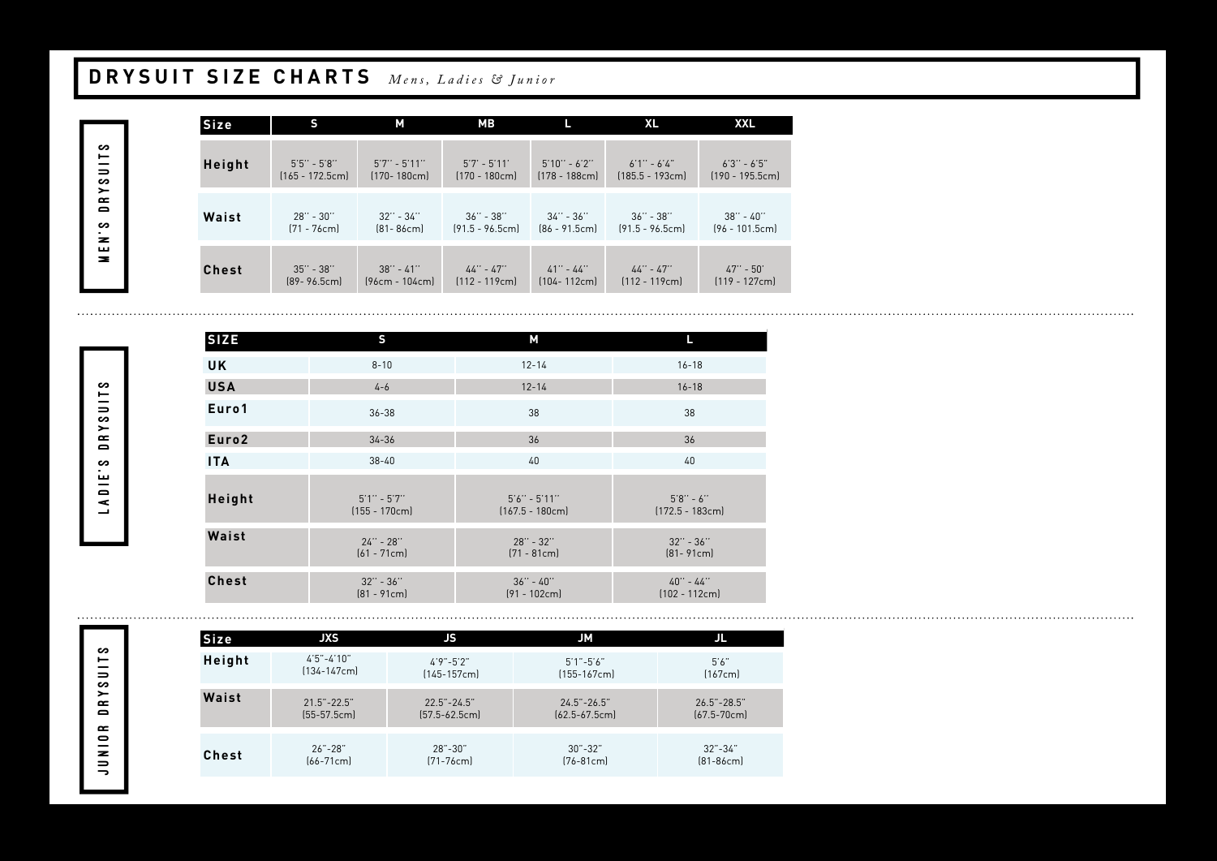# DRYSUIT SIZE CHARTS *Mens, Ladies & Junior*

## MEN'S DRYSUITS

| Size | S | M | MB | L | XL | XXL |
|---|---|---|---|---|---|---|
| Height | 5'5'' - 5'8'' (165 - 172.5cm) | 5'7'' - 5'11'' (170- 180cm) | 5'7' - 5'11' (170 - 180cm) | 5'10'' - 6'2'' (178 - 188cm) | 6'1'' - 6'4'' (185.5 - 193cm) | 6'3'' - 6'5'' (190 - 195.5cm) |
| Waist | 28'' - 30'' (71 - 76cm) | 32'' - 34'' (81- 86cm) | 36'' - 38'' (91.5 - 96.5cm) | 34'' - 36'' (86 - 91.5cm) | 36'' - 38'' (91.5 - 96.5cm) | 38'' - 40'' (96 - 101.5cm) |
| Chest | 35'' - 38'' (89- 96.5cm) | 38'' - 41'' (96cm - 104cm) | 44'' - 47'' (112 - 119cm) | 41'' - 44'' (104- 112cm) | 44'' - 47'' (112 - 119cm) | 47'' - 50' (119 - 127cm) |

## LADIE'S DRYSUITS

| SIZE | S | M | L |
|---|---|---|---|
| UK | 8-10 | 12-14 | 16-18 |
| USA | 4-6 | 12-14 | 16-18 |
| Euro1 | 36-38 | 38 | 38 |
| Euro2 | 34-36 | 36 | 36 |
| ITA | 38-40 | 40 | 40 |
| Height | 5'1'' - 5'7'' (155 - 170cm) | 5'6'' - 5'11'' (167.5 - 180cm) | 5'8'' - 6'' (172.5 - 183cm) |
| Waist | 24'' - 28'' (61 - 71cm) | 28'' - 32'' (71 - 81cm) | 32'' - 36'' (81- 91cm) |
| Chest | 32'' - 36'' (81 - 91cm) | 36'' - 40'' (91 - 102cm) | 40'' - 44'' (102 - 112cm) |

## JUNIOR DRYSUITS

| Size | JXS | JS | JM | JL |
|---|---|---|---|---|
| Height | 4'5"-4'10" (134-147cm) | 4'9"-5'2" (145-157cm) | 5'1"-5'6" (155-167cm) | 5'6" (167cm) |
| Waist | 21.5"-22.5" (55-57.5cm) | 22.5"-24.5" (57.5-62.5cm) | 24.5"-26.5" (62.5-67.5cm) | 26.5"-28.5" (67.5-70cm) |
| Chest | 26"-28" (66-71cm) | 28"-30" (71-76cm) | 30"-32" (76-81cm) | 32"-34" (81-86cm) |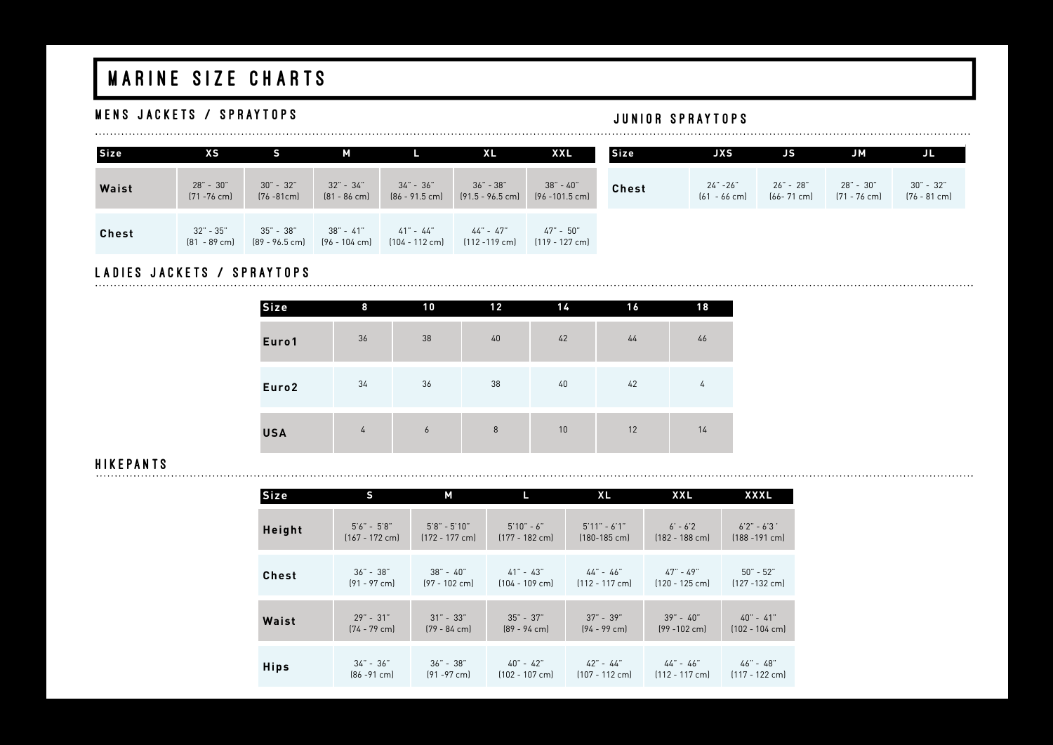# MARINE SIZE CHARTS

## MENS JACKETS / SPRAYTOPS

| Size | XS | S | M | L | XL | XXL |
|---|---|---|---|---|---|---|
| Waist | 28" - 30" (71 -76 cm) | 30" - 32" (76 -81cm) | 32" - 34" (81 - 86 cm) | 34" - 36" (86 - 91.5 cm) | 36" - 38" (91.5 - 96.5 cm) | 38" - 40" (96 -101.5 cm) |
| Chest | 32" - 35" (81 - 89 cm) | 35" - 38" (89 - 96.5 cm) | 38" - 41" (96 - 104 cm) | 41" - 44" (104 - 112 cm) | 44" - 47" (112 -119 cm) | 47" - 50" (119 - 127 cm) |

## JUNIOR SPRAYTOPS

| Size | JXS | JS | JM | JL |
|---|---|---|---|---|
| Chest | 24" -26" (61 - 66 cm) | 26" - 28" (66- 71 cm) | 28" - 30" (71 - 76 cm) | 30" - 32" (76 - 81 cm) |

## LADIES JACKETS / SPRAYTOPS

| Size | 8 | 10 | 12 | 14 | 16 | 18 |
|---|---|---|---|---|---|---|
| Euro1 | 36 | 38 | 40 | 42 | 44 | 46 |
| Euro2 | 34 | 36 | 38 | 40 | 42 | 4 |
| USA | 4 | 6 | 8 | 10 | 12 | 14 |

## HIKEPANTS

| Size | S | M | L | XL | XXL | XXXL |
|---|---|---|---|---|---|---|
| Height | 5'6" - 5'8" (167 - 172 cm) | 5'8" - 5'10" (172 - 177 cm) | 5'10" - 6" (177 - 182 cm) | 5'11" - 6'1" (180-185 cm) | 6' - 6'2 (182 - 188 cm) | 6'2" - 6'3 ' (188 -191 cm) |
| Chest | 36" - 38" (91 - 97 cm) | 38" - 40" (97 - 102 cm) | 41" - 43" (104 - 109 cm) | 44" - 46" (112 - 117 cm) | 47" - 49" (120 - 125 cm) | 50" - 52" (127 -132 cm) |
| Waist | 29" - 31" (74 - 79 cm) | 31" - 33" (79 - 84 cm) | 35" - 37" (89 - 94 cm) | 37" - 39" (94 - 99 cm) | 39" - 40" (99 -102 cm) | 40" - 41" (102 - 104 cm) |
| Hips | 34" - 36" (86 -91 cm) | 36" - 38" (91 -97 cm) | 40" - 42" (102 - 107 cm) | 42" - 44" (107 - 112 cm) | 44" - 46" (112 - 117 cm) | 46" - 48" (117 - 122 cm) |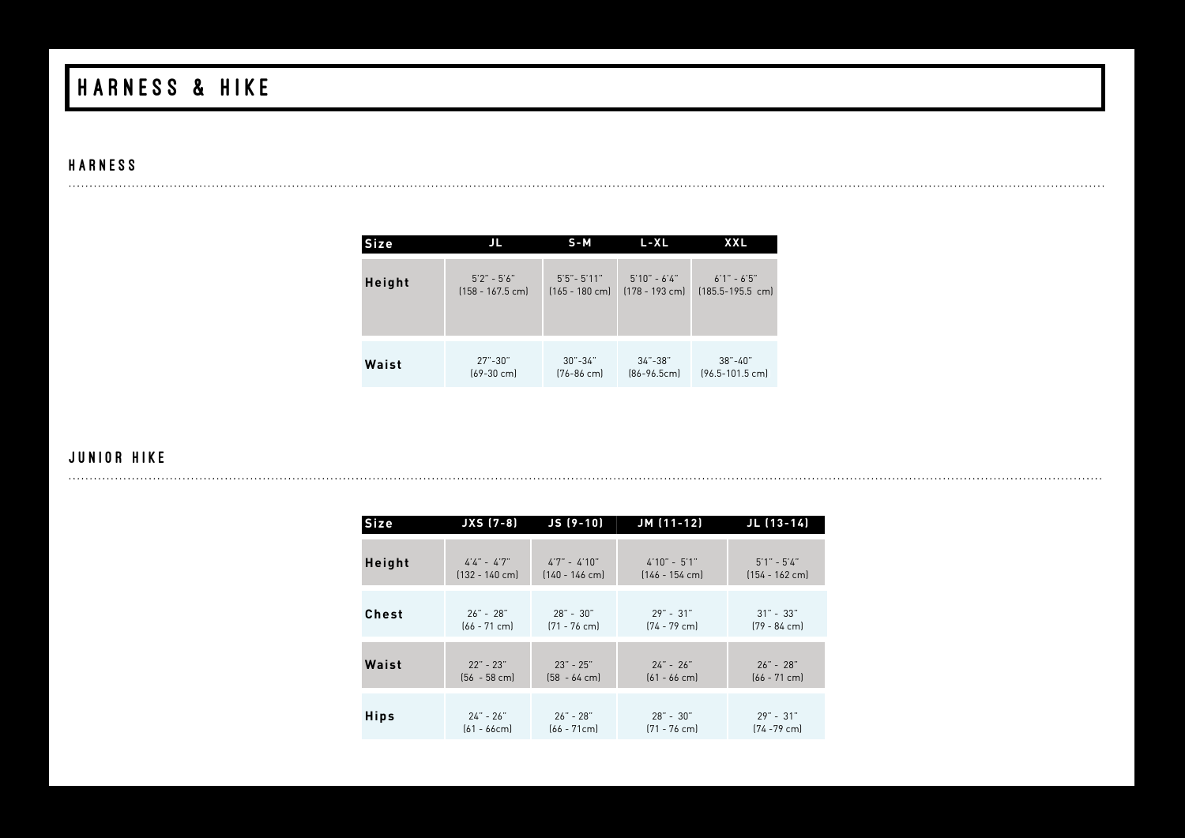# HARNESS & HIKE

## HARNESS

| Size | JL | S-M | L-XL | XXL |
| --- | --- | --- | --- | --- |
| Height | 5'2" - 5'6" (158 - 167.5 cm) | 5'5"- 5'11" (165 - 180 cm) | 5'10" - 6'4" (178 - 193 cm) | 6'1" - 6'5" (185.5-195.5 cm) |
| Waist | 27"-30" (69-30 cm) | 30"-34" (76-86 cm) | 34"-38" (86-96.5cm) | 38"-40" (96.5-101.5 cm) |

## JUNIOR HIKE

| Size | JXS (7-8) | JS (9-10) | JM (11-12) | JL (13-14) |
| --- | --- | --- | --- | --- |
| Height | 4'4" - 4'7" (132 - 140 cm) | 4'7" - 4'10" (140 - 146 cm) | 4'10" - 5'1" (146 - 154 cm) | 5'1" - 5'4" (154 - 162 cm) |
| Chest | 26" - 28" (66 - 71 cm) | 28" - 30" (71 - 76 cm) | 29" - 31" (74 - 79 cm) | 31" - 33" (79 - 84 cm) |
| Waist | 22" - 23" (56 - 58 cm) | 23" - 25" (58 - 64 cm) | 24" - 26" (61 - 66 cm) | 26" - 28" (66 - 71 cm) |
| Hips | 24" - 26" (61 - 66cm) | 26" - 28" (66 - 71cm) | 28" - 30" (71 - 76 cm) | 29" - 31" (74 -79 cm) |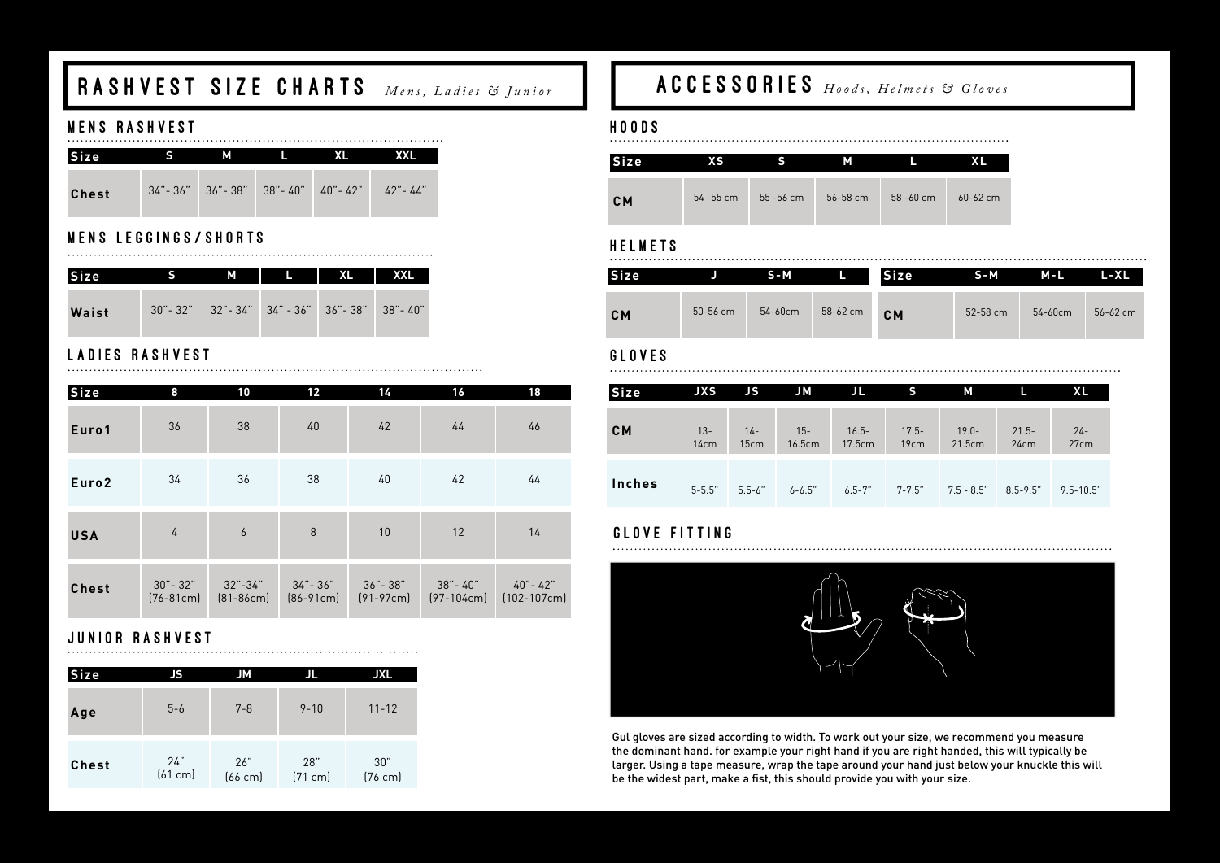# RASHVEST SIZE CHARTS *Mens, Ladies & Junior*

## MENS RASHVEST

| Size | S | M | L | XL | XXL |
|---|---|---|---|---|---|
| Chest | 34"- 36" | 36"- 38" | 38"- 40" | 40"- 42" | 42"- 44" |

## MENS LEGGINGS/SHORTS

| Size | S | M | L | XL | XXL |
|---|---|---|---|---|---|
| Waist | 30"- 32" | 32"- 34" | 34" - 36" | 36"- 38" | 38"- 40" |

## LADIES RASHVEST

| Size | 8 | 10 | 12 | 14 | 16 | 18 |
|---|---|---|---|---|---|---|
| Euro1 | 36 | 38 | 40 | 42 | 44 | 46 |
| Euro2 | 34 | 36 | 38 | 40 | 42 | 44 |
| USA | 4 | 6 | 8 | 10 | 12 | 14 |
| Chest | 30"- 32" (76-81cm) | 32"-34" (81-86cm) | 34"- 36" (86-91cm) | 36"- 38" (91-97cm) | 38"- 40" (97-104cm) | 40"- 42" (102-107cm) |

## JUNIOR RASHVEST

| Size | JS | JM | JL | JXL |
|---|---|---|---|---|
| Age | 5-6 | 7-8 | 9-10 | 11-12 |
| Chest | 24" (61 cm) | 26" (66 cm) | 28" (71 cm) | 30" (76 cm) |

# ACCESSORIES *Hoods, Helmets & Gloves*

## HOODS

| Size | XS | S | M | L | XL |
|---|---|---|---|---|---|
| CM | 54 -55 cm | 55 -56 cm | 56-58 cm | 58 -60 cm | 60-62 cm |

## HELMETS

| Size | J | S-M | L |
|---|---|---|---|
| CM | 50-56 cm | 54-60cm | 58-62 cm |

| Size | S-M | M-L | L-XL |
|---|---|---|---|
| CM | 52-58 cm | 54-60cm | 56-62 cm |

## GLOVES

| Size | JXS | JS | JM | JL | S | M | L | XL |
|---|---|---|---|---|---|---|---|---|
| CM | 13-14cm | 14-15cm | 15-16.5cm | 16.5-17.5cm | 17.5-19cm | 19.0-21.5cm | 21.5-24cm | 24-27cm |
| Inches | 5-5.5" | 5.5-6" | 6-6.5" | 6.5-7" | 7-7.5" | 7.5 - 8.5" | 8.5-9.5" | 9.5-10.5" |

## GLOVE FITTING

Gul gloves are sized according to width. To work out your size, we recommend you measure the dominant hand. for example your right hand if you are right handed, this will typically be larger. Using a tape measure, wrap the tape around your hand just below your knuckle this will be the widest part, make a fist, this should provide you with your size.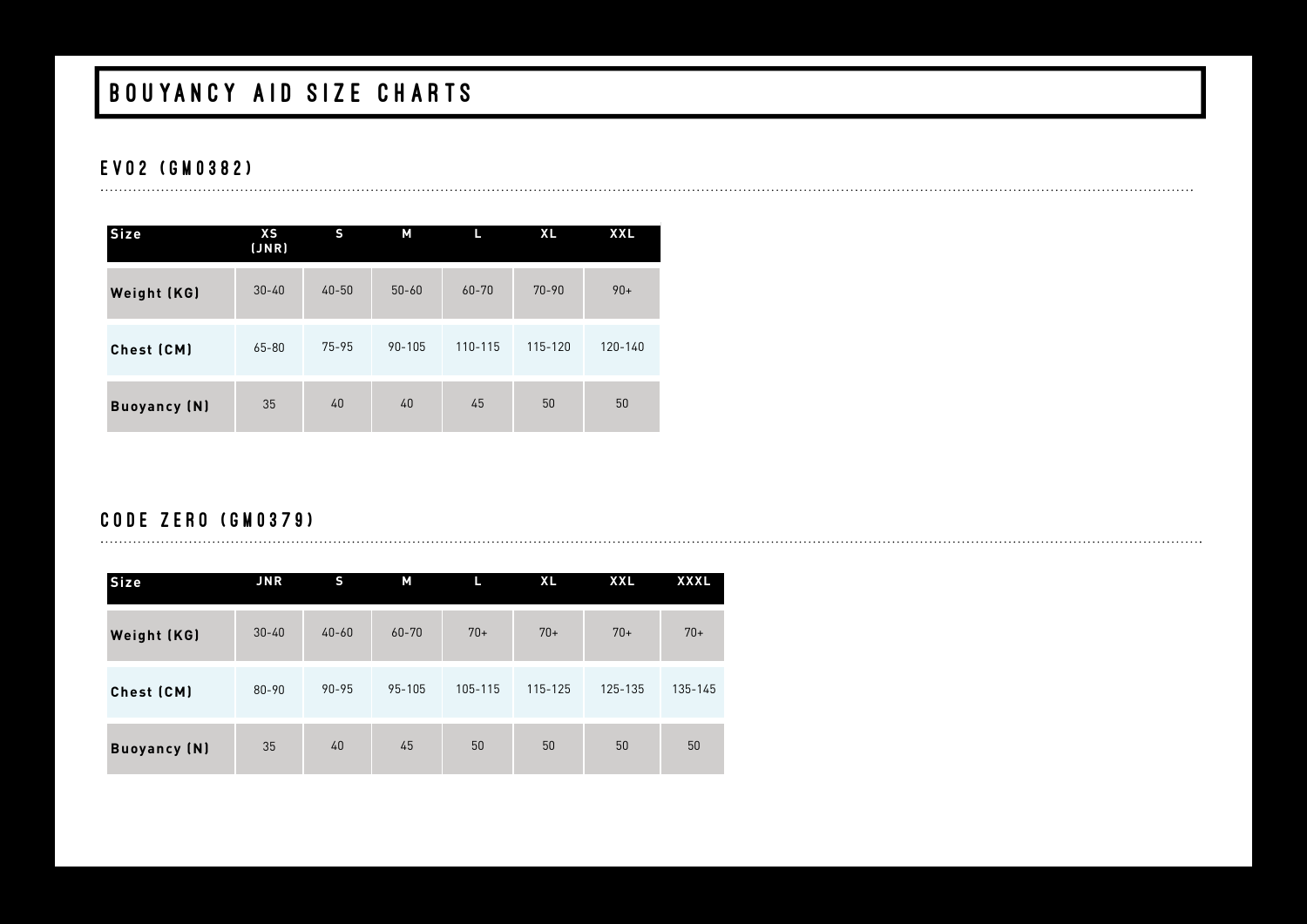# BOUYANCY AID SIZE CHARTS

## EVO2 (GM0382)

| Size | XS (JNR) | S | M | L | XL | XXL |
|---|---|---|---|---|---|---|
| Weight (KG) | 30-40 | 40-50 | 50-60 | 60-70 | 70-90 | 90+ |
| Chest (CM) | 65-80 | 75-95 | 90-105 | 110-115 | 115-120 | 120-140 |
| Buoyancy (N) | 35 | 40 | 40 | 45 | 50 | 50 |

## CODE ZERO (GM0379)

| Size | JNR | S | M | L | XL | XXL | XXXL |
|---|---|---|---|---|---|---|---|
| Weight (KG) | 30-40 | 40-60 | 60-70 | 70+ | 70+ | 70+ | 70+ |
| Chest (CM) | 80-90 | 90-95 | 95-105 | 105-115 | 115-125 | 125-135 | 135-145 |
| Buoyancy (N) | 35 | 40 | 45 | 50 | 50 | 50 | 50 |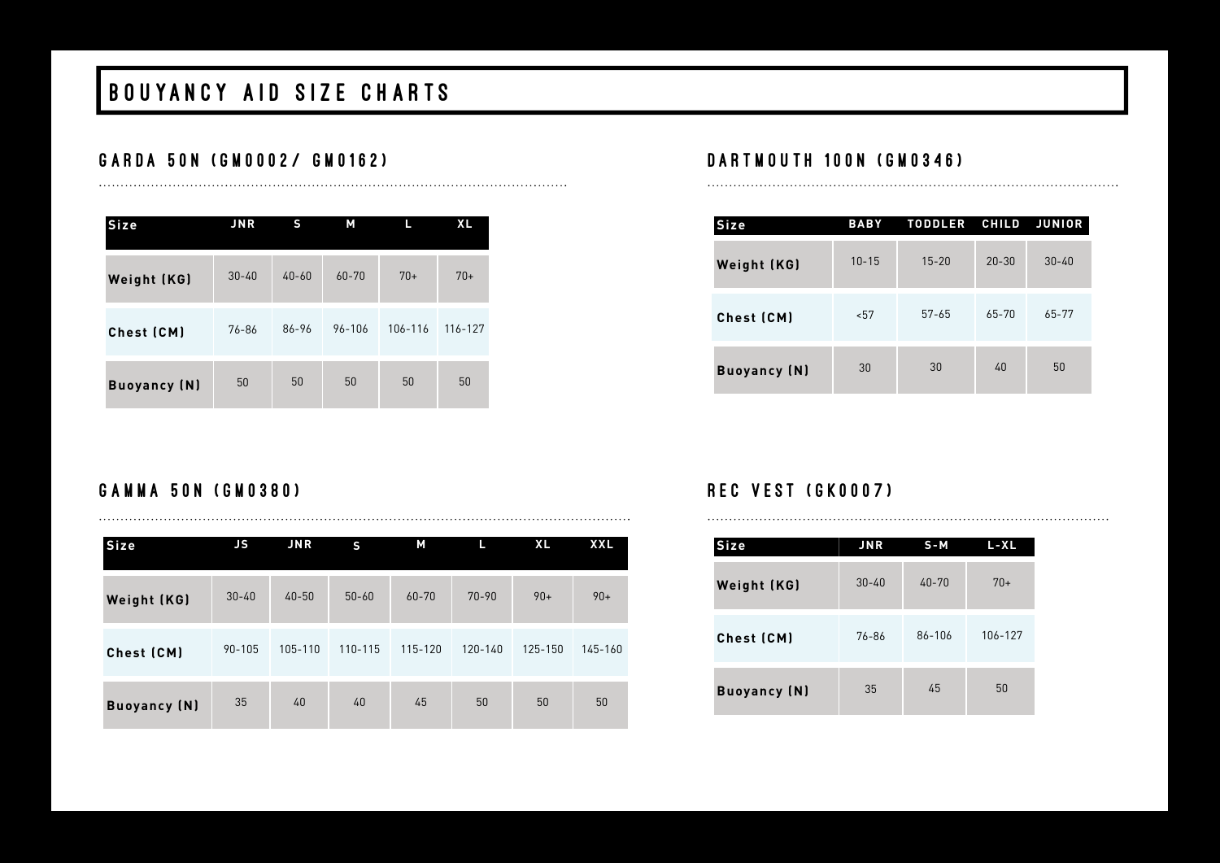# BOUYANCY AID SIZE CHARTS

## GARDA 50N (GM0002/ GM0162)

| Size | JNR | S | M | L | XL |
|---|---|---|---|---|---|
| **Weight (KG)** | 30-40 | 40-60 | 60-70 | 70+ | 70+ |
| **Chest (CM)** | 76-86 | 86-96 | 96-106 | 106-116 | 116-127 |
| **Buoyancy (N)** | 50 | 50 | 50 | 50 | 50 |

## DARTMOUTH 100N (GM0346)

| Size | BABY | TODDLER | CHILD | JUNIOR |
|---|---|---|---|---|
| **Weight (KG)** | 10-15 | 15-20 | 20-30 | 30-40 |
| **Chest (CM)** | <57 | 57-65 | 65-70 | 65-77 |
| **Buoyancy (N)** | 30 | 30 | 40 | 50 |

## GAMMA 50N (GM0380)

| Size | JS | JNR | S | M | L | XL | XXL |
|---|---|---|---|---|---|---|---|
| **Weight (KG)** | 30-40 | 40-50 | 50-60 | 60-70 | 70-90 | 90+ | 90+ |
| **Chest (CM)** | 90-105 | 105-110 | 110-115 | 115-120 | 120-140 | 125-150 | 145-160 |
| **Buoyancy (N)** | 35 | 40 | 40 | 45 | 50 | 50 | 50 |

## REC VEST (GK0007)

| Size | JNR | S-M | L-XL |
|---|---|---|---|
| **Weight (KG)** | 30-40 | 40-70 | 70+ |
| **Chest (CM)** | 76-86 | 86-106 | 106-127 |
| **Buoyancy (N)** | 35 | 45 | 50 |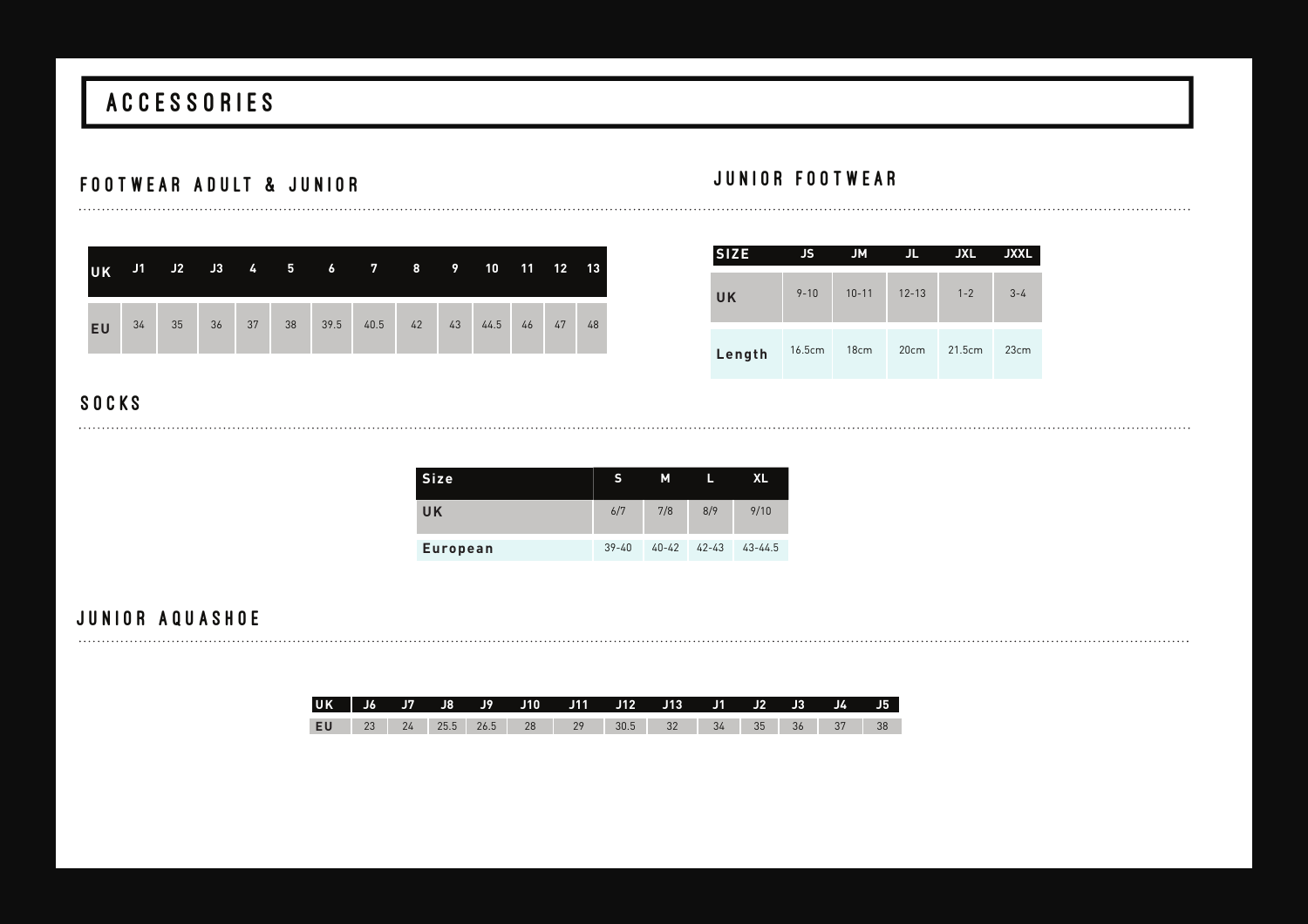# ACCESSORIES

## FOOTWEAR ADULT & JUNIOR

| UK | J1 | J2 | J3 | 4 | 5 | 6 | 7 | 8 | 9 | 10 | 11 | 12 | 13 |
|---|---|---|---|---|---|---|---|---|---|---|---|---|---|
| EU | 34 | 35 | 36 | 37 | 38 | 39.5 | 40.5 | 42 | 43 | 44.5 | 46 | 47 | 48 |

## JUNIOR FOOTWEAR

| SIZE | JS | JM | JL | JXL | JXXL |
|---|---|---|---|---|---|
| UK | 9-10 | 10-11 | 12-13 | 1-2 | 3-4 |
| Length | 16.5cm | 18cm | 20cm | 21.5cm | 23cm |

## SOCKS

| Size | S | M | L | XL |
|---|---|---|---|---|
| UK | 6/7 | 7/8 | 8/9 | 9/10 |
| European | 39-40 | 40-42 | 42-43 | 43-44.5 |

## JUNIOR AQUASHOE

| UK | J6 | J7 | J8 | J9 | J10 | J11 | J12 | J13 | J1 | J2 | J3 | J4 | J5 |
|---|---|---|---|---|---|---|---|---|---|---|---|---|---|
| EU | 23 | 24 | 25.5 | 26.5 | 28 | 29 | 30.5 | 32 | 34 | 35 | 36 | 37 | 38 |